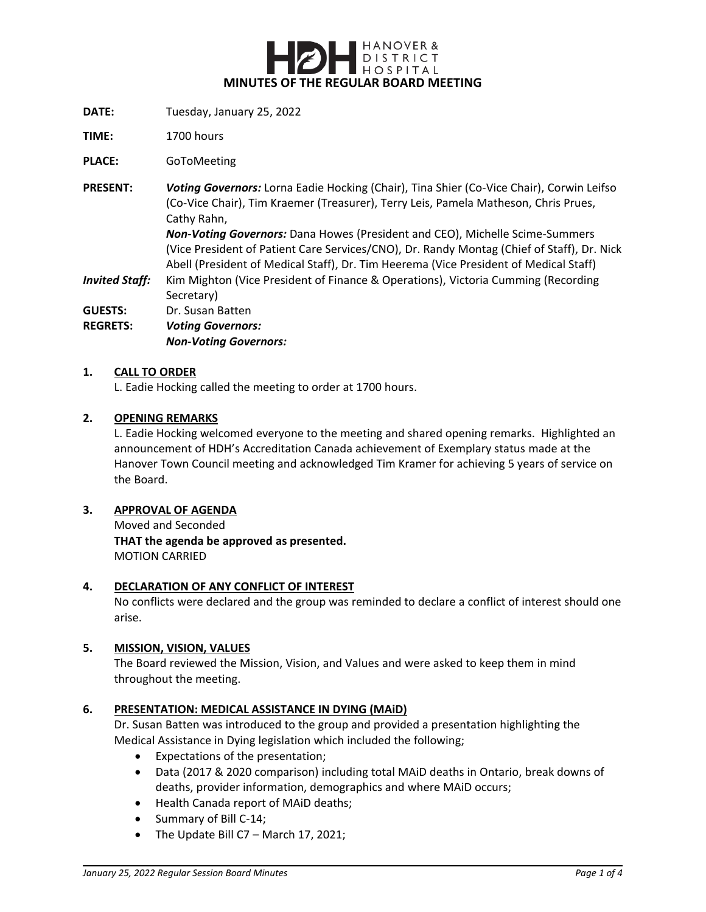HDH HANOVER & DISTRICT HOSPITAL

# MINUTES OF THE REGULAR BOARD MEETING

**DATE:** Tuesday, January 25, 2022

**TIME:** 1700 hours

**PLACE:** GoToMeeting

**PRESENT:** ***Voting Governors:*** Lorna Eadie Hocking (Chair), Tina Shier (Co-Vice Chair), Corwin Leifso (Co-Vice Chair), Tim Kraemer (Treasurer), Terry Leis, Pamela Matheson, Chris Prues, Cathy Rahn,
***Non-Voting Governors:*** Dana Howes (President and CEO), Michelle Scime-Summers (Vice President of Patient Care Services/CNO), Dr. Randy Montag (Chief of Staff), Dr. Nick Abell (President of Medical Staff), Dr. Tim Heerema (Vice President of Medical Staff)

***Invited Staff:*** Kim Mighton (Vice President of Finance & Operations), Victoria Cumming (Recording Secretary)

**GUESTS:** Dr. Susan Batten

**REGRETS:** ***Voting Governors:***
***Non-Voting Governors:***

## 1. CALL TO ORDER

L. Eadie Hocking called the meeting to order at 1700 hours.

## 2. OPENING REMARKS

L. Eadie Hocking welcomed everyone to the meeting and shared opening remarks. Highlighted an announcement of HDH's Accreditation Canada achievement of Exemplary status made at the Hanover Town Council meeting and acknowledged Tim Kramer for achieving 5 years of service on the Board.

## 3. APPROVAL OF AGENDA

Moved and Seconded
**THAT the agenda be approved as presented.**
MOTION CARRIED

## 4. DECLARATION OF ANY CONFLICT OF INTEREST

No conflicts were declared and the group was reminded to declare a conflict of interest should one arise.

## 5. MISSION, VISION, VALUES

The Board reviewed the Mission, Vision, and Values and were asked to keep them in mind throughout the meeting.

## 6. PRESENTATION: MEDICAL ASSISTANCE IN DYING (MAiD)

Dr. Susan Batten was introduced to the group and provided a presentation highlighting the Medical Assistance in Dying legislation which included the following;

- Expectations of the presentation;
- Data (2017 & 2020 comparison) including total MAiD deaths in Ontario, break downs of deaths, provider information, demographics and where MAiD occurs;
- Health Canada report of MAiD deaths;
- Summary of Bill C-14;
- The Update Bill C7 – March 17, 2021;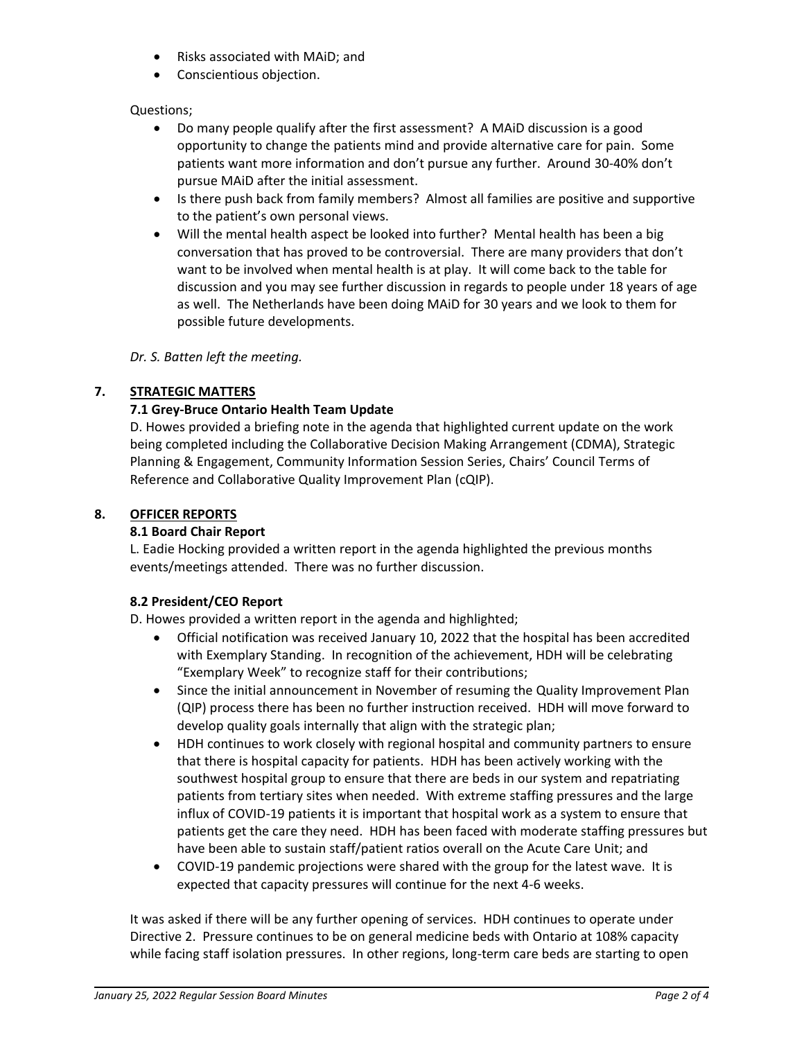- Risks associated with MAiD; and
- Conscientious objection.

Questions;

- Do many people qualify after the first assessment? A MAiD discussion is a good opportunity to change the patients mind and provide alternative care for pain. Some patients want more information and don't pursue any further. Around 30-40% don't pursue MAiD after the initial assessment.
- Is there push back from family members? Almost all families are positive and supportive to the patient's own personal views.
- Will the mental health aspect be looked into further? Mental health has been a big conversation that has proved to be controversial. There are many providers that don't want to be involved when mental health is at play. It will come back to the table for discussion and you may see further discussion in regards to people under 18 years of age as well. The Netherlands have been doing MAiD for 30 years and we look to them for possible future developments.

*Dr. S. Batten left the meeting.*

## 7. <u>STRATEGIC MATTERS</u>

### 7.1 Grey-Bruce Ontario Health Team Update

D. Howes provided a briefing note in the agenda that highlighted current update on the work being completed including the Collaborative Decision Making Arrangement (CDMA), Strategic Planning & Engagement, Community Information Session Series, Chairs' Council Terms of Reference and Collaborative Quality Improvement Plan (cQIP).

## 8. <u>OFFICER REPORTS</u>

### 8.1 Board Chair Report

L. Eadie Hocking provided a written report in the agenda highlighted the previous months events/meetings attended. There was no further discussion.

### 8.2 President/CEO Report

D. Howes provided a written report in the agenda and highlighted;

- Official notification was received January 10, 2022 that the hospital has been accredited with Exemplary Standing. In recognition of the achievement, HDH will be celebrating "Exemplary Week" to recognize staff for their contributions;
- Since the initial announcement in November of resuming the Quality Improvement Plan (QIP) process there has been no further instruction received. HDH will move forward to develop quality goals internally that align with the strategic plan;
- HDH continues to work closely with regional hospital and community partners to ensure that there is hospital capacity for patients. HDH has been actively working with the southwest hospital group to ensure that there are beds in our system and repatriating patients from tertiary sites when needed. With extreme staffing pressures and the large influx of COVID-19 patients it is important that hospital work as a system to ensure that patients get the care they need. HDH has been faced with moderate staffing pressures but have been able to sustain staff/patient ratios overall on the Acute Care Unit; and
- COVID-19 pandemic projections were shared with the group for the latest wave. It is expected that capacity pressures will continue for the next 4-6 weeks.

It was asked if there will be any further opening of services. HDH continues to operate under Directive 2. Pressure continues to be on general medicine beds with Ontario at 108% capacity while facing staff isolation pressures. In other regions, long-term care beds are starting to open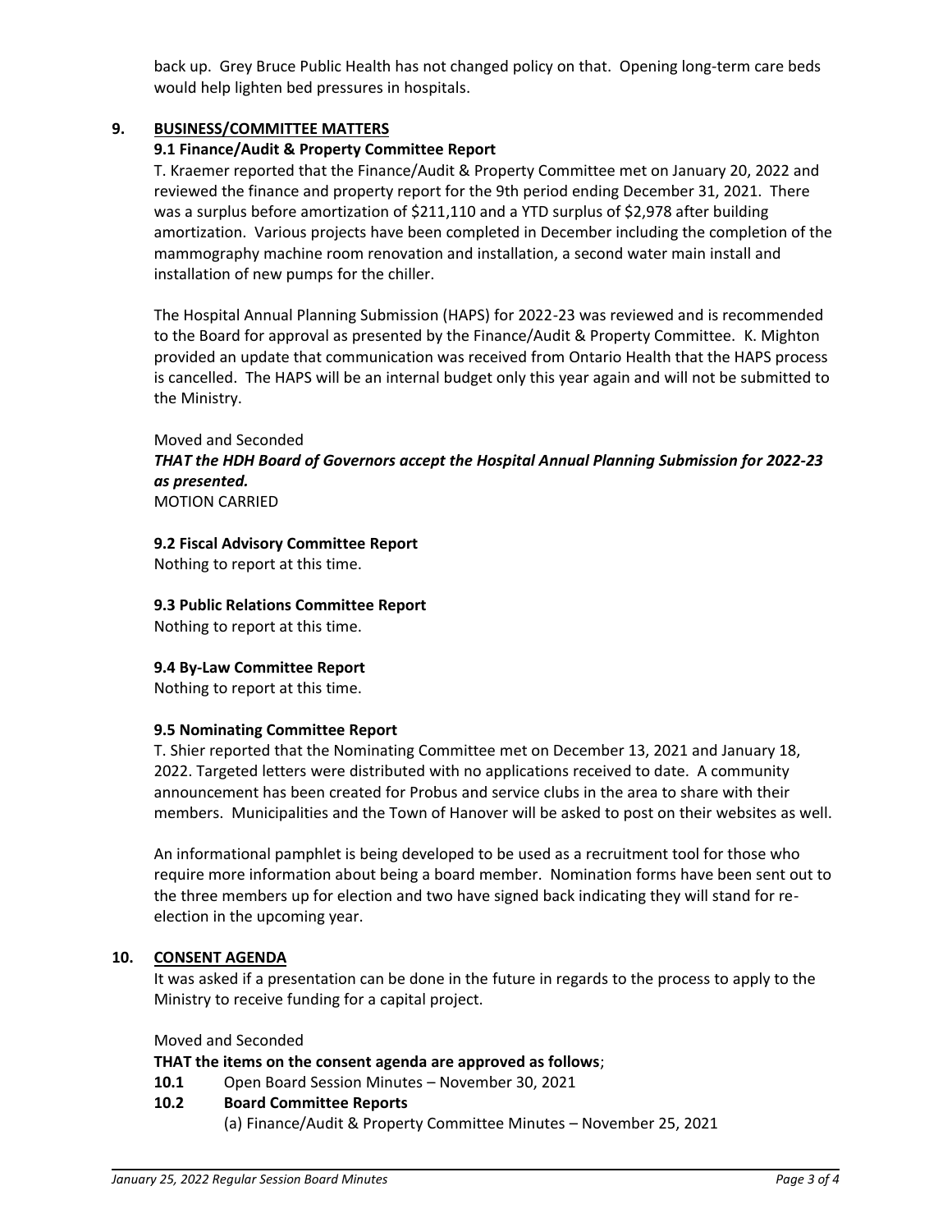back up. Grey Bruce Public Health has not changed policy on that. Opening long-term care beds would help lighten bed pressures in hospitals.

## 9. BUSINESS/COMMITTEE MATTERS

### 9.1 Finance/Audit & Property Committee Report

T. Kraemer reported that the Finance/Audit & Property Committee met on January 20, 2022 and reviewed the finance and property report for the 9th period ending December 31, 2021. There was a surplus before amortization of $211,110 and a YTD surplus of $2,978 after building amortization. Various projects have been completed in December including the completion of the mammography machine room renovation and installation, a second water main install and installation of new pumps for the chiller.

The Hospital Annual Planning Submission (HAPS) for 2022-23 was reviewed and is recommended to the Board for approval as presented by the Finance/Audit & Property Committee. K. Mighton provided an update that communication was received from Ontario Health that the HAPS process is cancelled. The HAPS will be an internal budget only this year again and will not be submitted to the Ministry.

Moved and Seconded
***THAT the HDH Board of Governors accept the Hospital Annual Planning Submission for 2022-23 as presented.***
MOTION CARRIED

### 9.2 Fiscal Advisory Committee Report

Nothing to report at this time.

### 9.3 Public Relations Committee Report

Nothing to report at this time.

### 9.4 By-Law Committee Report

Nothing to report at this time.

### 9.5 Nominating Committee Report

T. Shier reported that the Nominating Committee met on December 13, 2021 and January 18, 2022. Targeted letters were distributed with no applications received to date. A community announcement has been created for Probus and service clubs in the area to share with their members. Municipalities and the Town of Hanover will be asked to post on their websites as well.

An informational pamphlet is being developed to be used as a recruitment tool for those who require more information about being a board member. Nomination forms have been sent out to the three members up for election and two have signed back indicating they will stand for re-election in the upcoming year.

## 10. CONSENT AGENDA

It was asked if a presentation can be done in the future in regards to the process to apply to the Ministry to receive funding for a capital project.

Moved and Seconded

**THAT the items on the consent agenda are approved as follows**;

**10.1** Open Board Session Minutes – November 30, 2021

**10.2 Board Committee Reports**

(a) Finance/Audit & Property Committee Minutes – November 25, 2021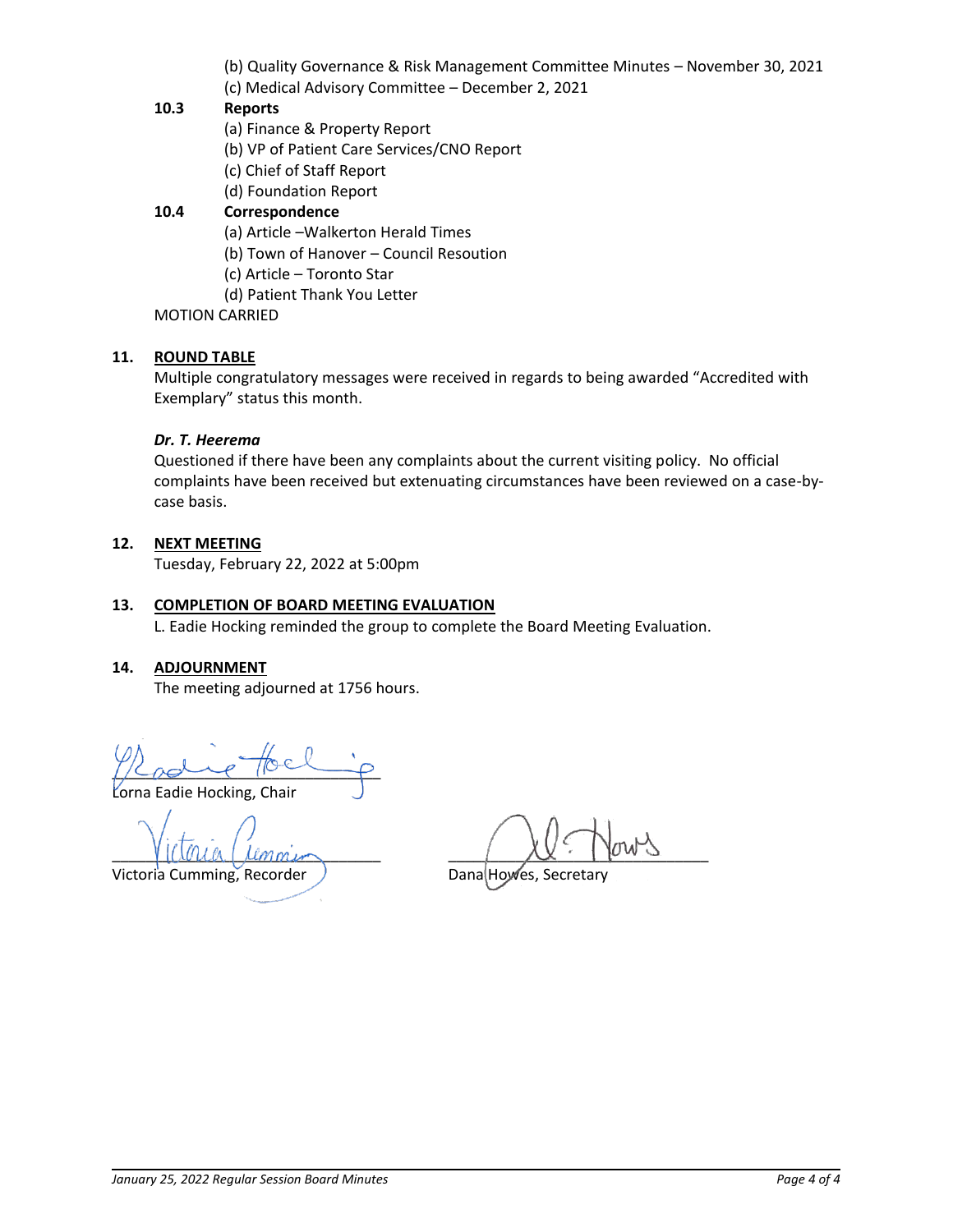(b) Quality Governance & Risk Management Committee Minutes – November 30, 2021
(c) Medical Advisory Committee – December 2, 2021

**10.3 Reports**

(a) Finance & Property Report
(b) VP of Patient Care Services/CNO Report
(c) Chief of Staff Report
(d) Foundation Report

**10.4 Correspondence**

(a) Article –Walkerton Herald Times
(b) Town of Hanover – Council Resoution
(c) Article – Toronto Star
(d) Patient Thank You Letter

MOTION CARRIED

## 11. ROUND TABLE

Multiple congratulatory messages were received in regards to being awarded "Accredited with Exemplary" status this month.

***Dr. T. Heerema***

Questioned if there have been any complaints about the current visiting policy. No official complaints have been received but extenuating circumstances have been reviewed on a case-by-case basis.

## 12. NEXT MEETING

Tuesday, February 22, 2022 at 5:00pm

## 13. COMPLETION OF BOARD MEETING EVALUATION

L. Eadie Hocking reminded the group to complete the Board Meeting Evaluation.

## 14. ADJOURNMENT

The meeting adjourned at 1756 hours.

Lorna Eadie Hocking, Chair

Victoria Cumming, Recorder

Dana Howes, Secretary